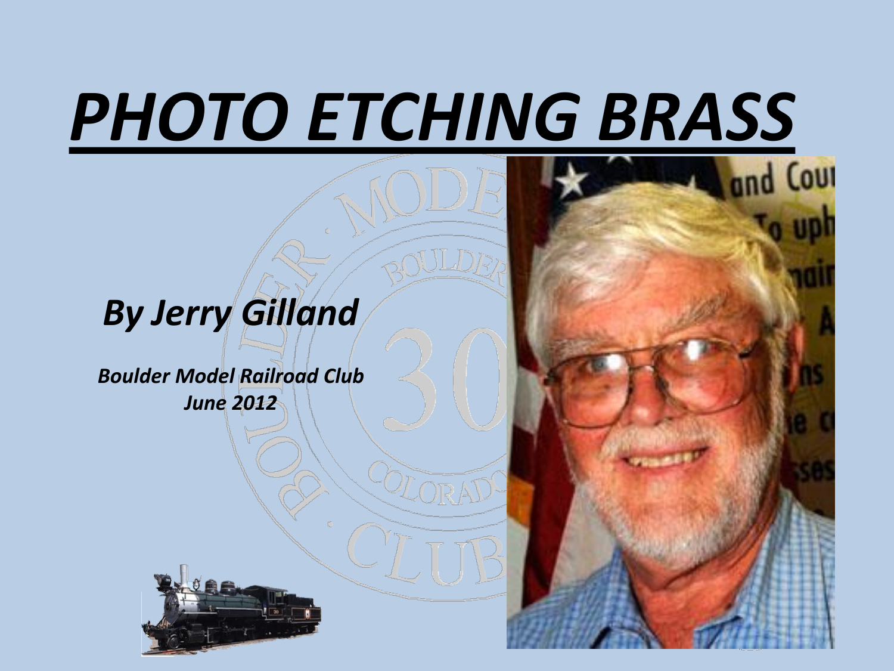# PHOTO ETCHING BRASS

## *By Jerry Gilland*

***Boulder Model Railroad Club***
***June 2012***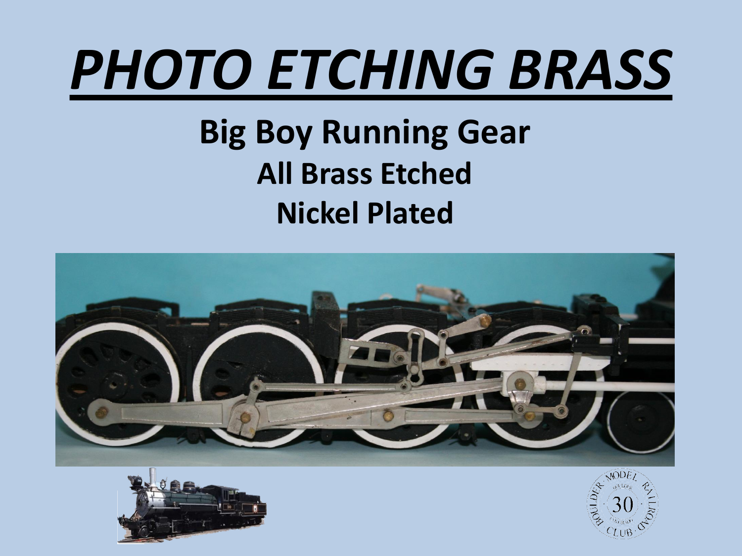# *PHOTO ETCHING BRASS*

## Big Boy Running Gear

### All Brass Etched

### Nickel Plated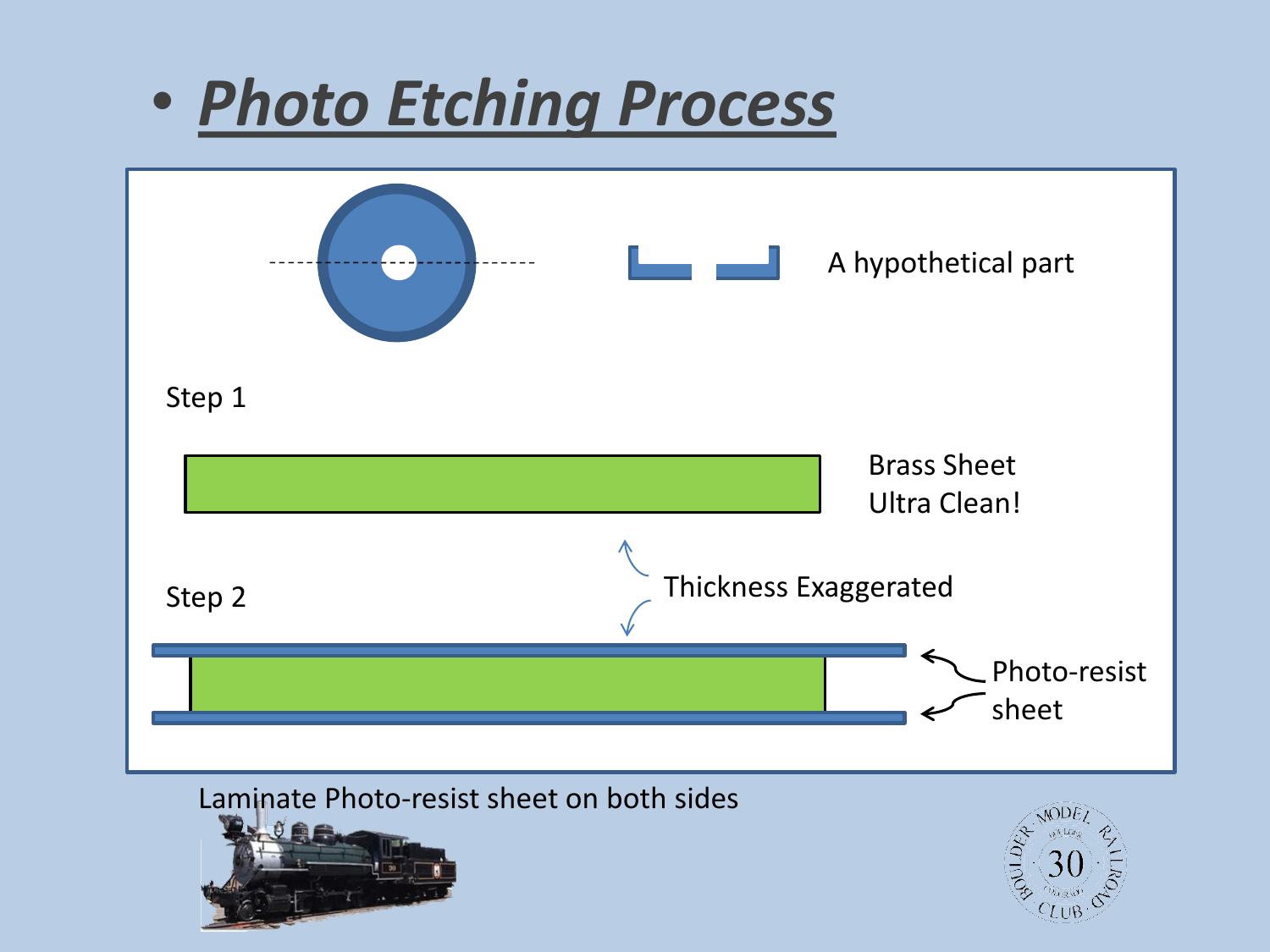- ***Photo Etching Process***

A hypothetical part

Step 1

Brass Sheet
Ultra Clean!

Thickness Exaggerated

Step 2

Photo-resist sheet

Laminate Photo-resist sheet on both sides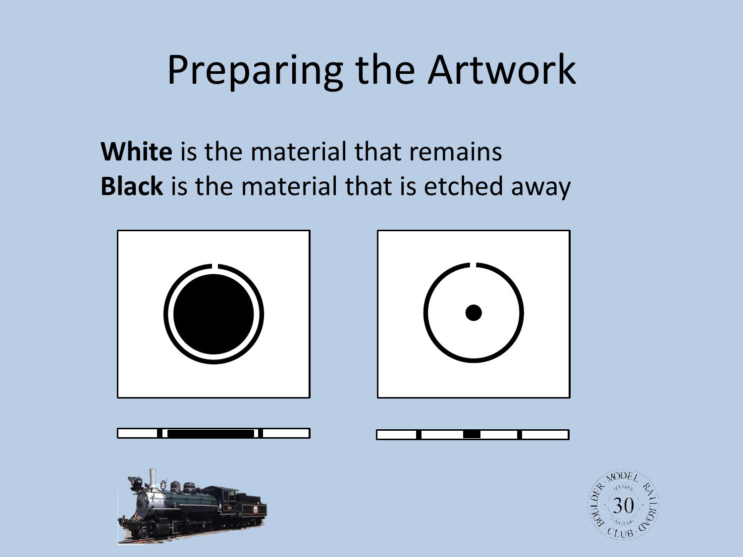# Preparing the Artwork

**White** is the material that remains
**Black** is the material that is etched away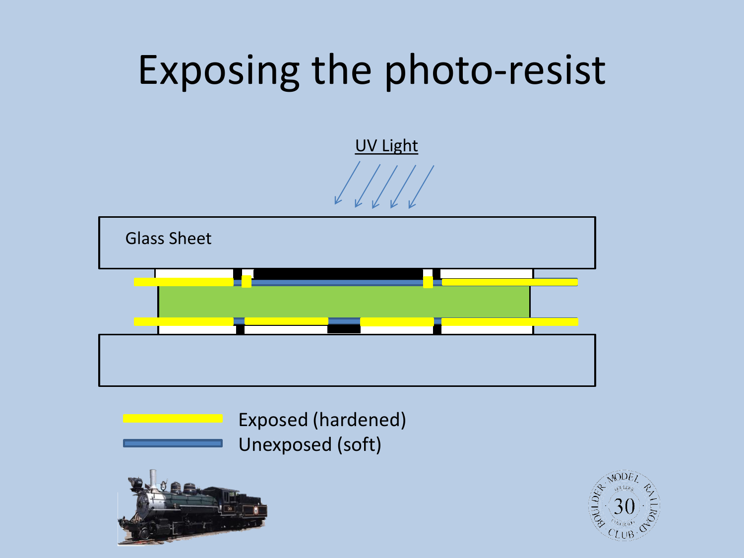# Exposing the photo-resist

UV Light

Glass Sheet

Exposed (hardened)

Unexposed (soft)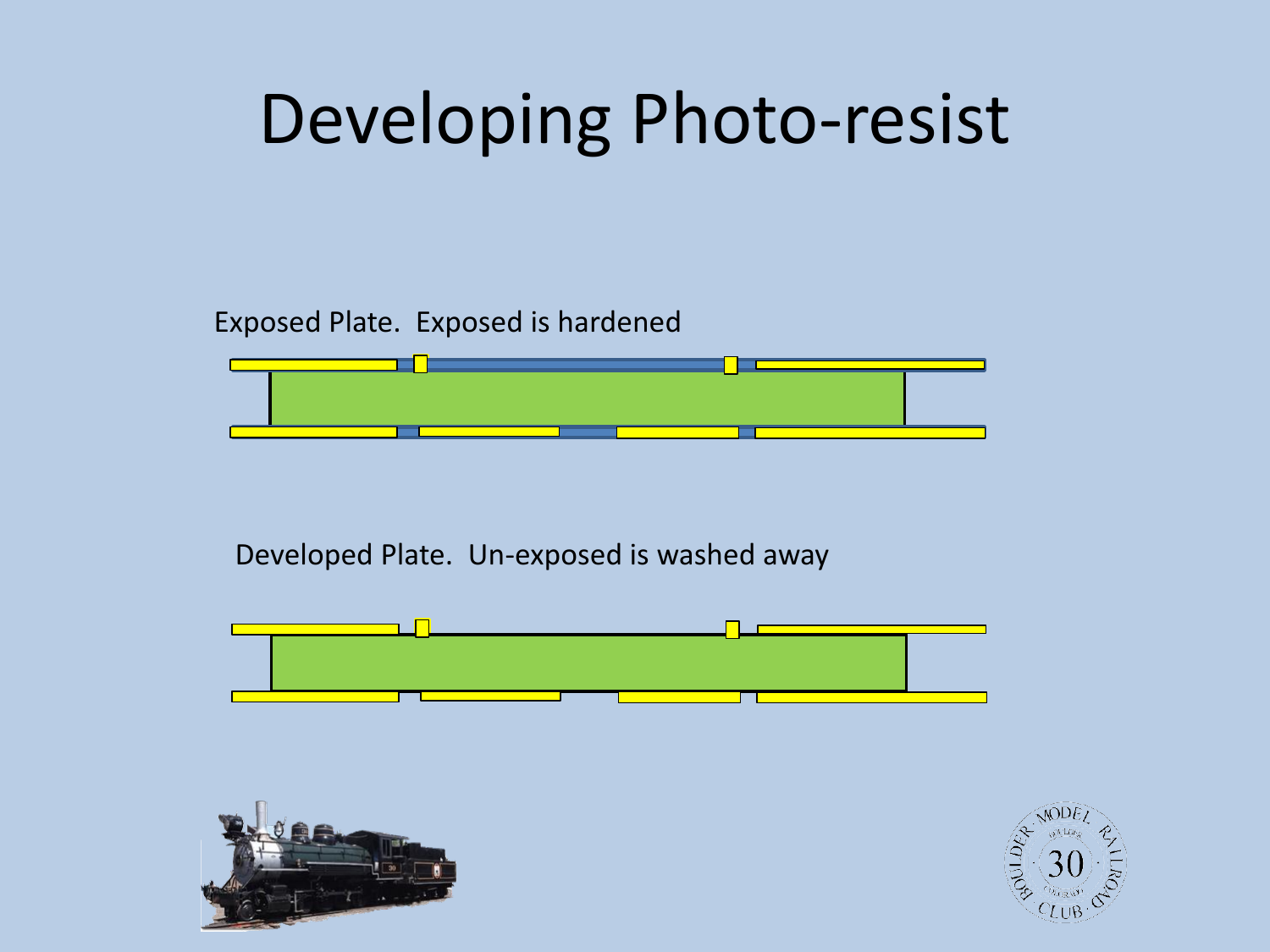# Developing Photo-resist

Exposed Plate. Exposed is hardened

Developed Plate. Un-exposed is washed away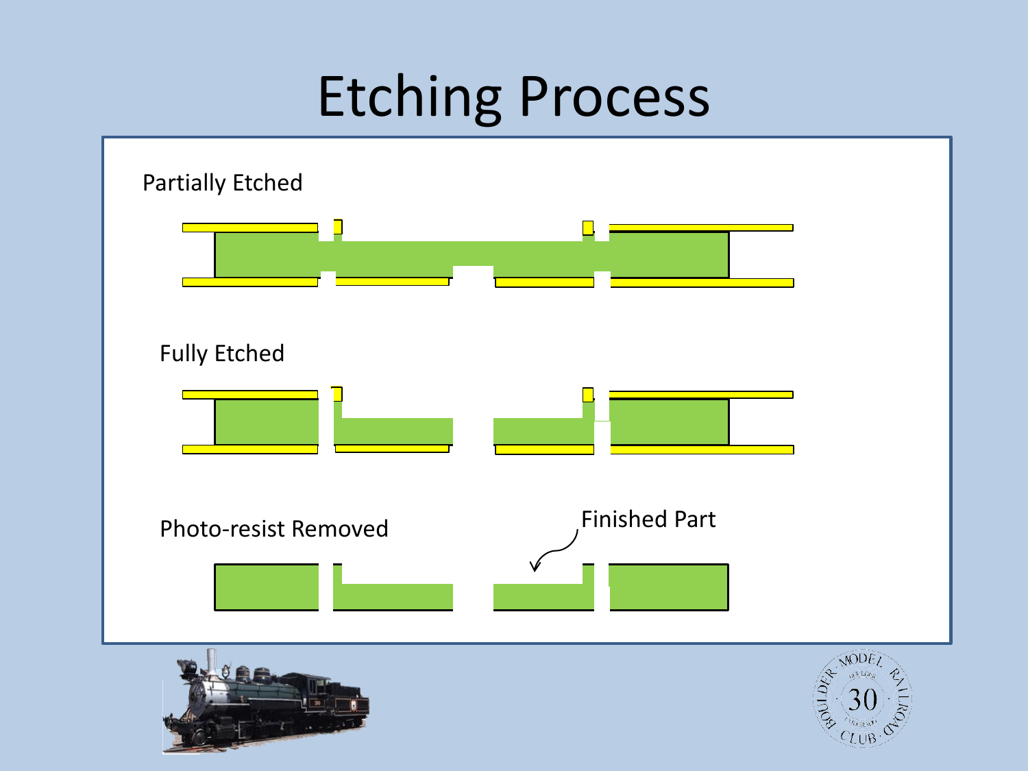# Etching Process

Partially Etched

Fully Etched

Photo-resist Removed

Finished Part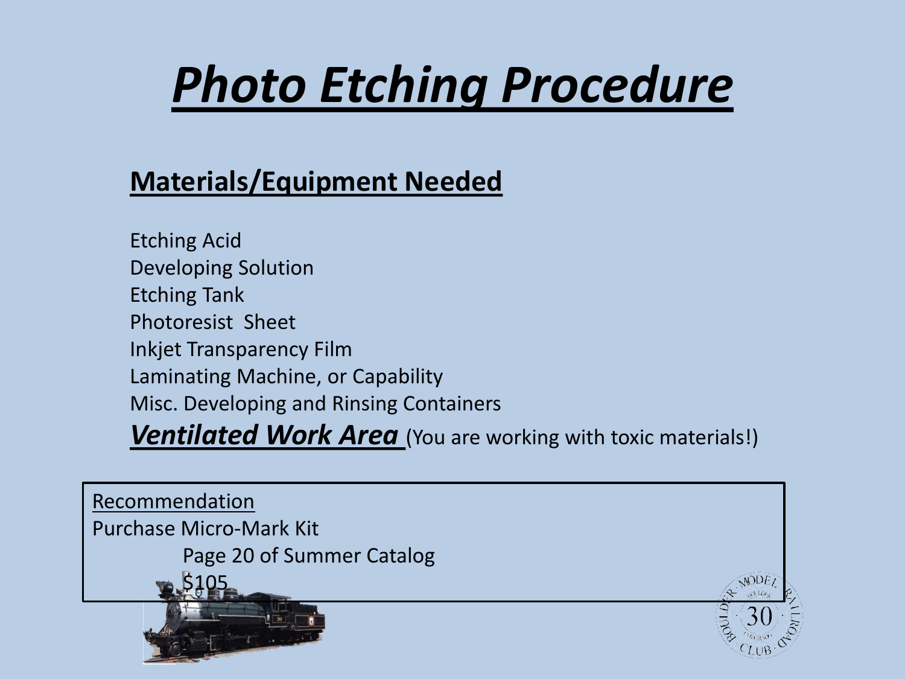# ***Photo Etching Procedure***

## Materials/Equipment Needed

Etching Acid
Developing Solution
Etching Tank
Photoresist Sheet
Inkjet Transparency Film
Laminating Machine, or Capability
Misc. Developing and Rinsing Containers
***Ventilated Work Area*** (You are working with toxic materials!)

Recommendation
Purchase Micro-Mark Kit
Page 20 of Summer Catalog
$105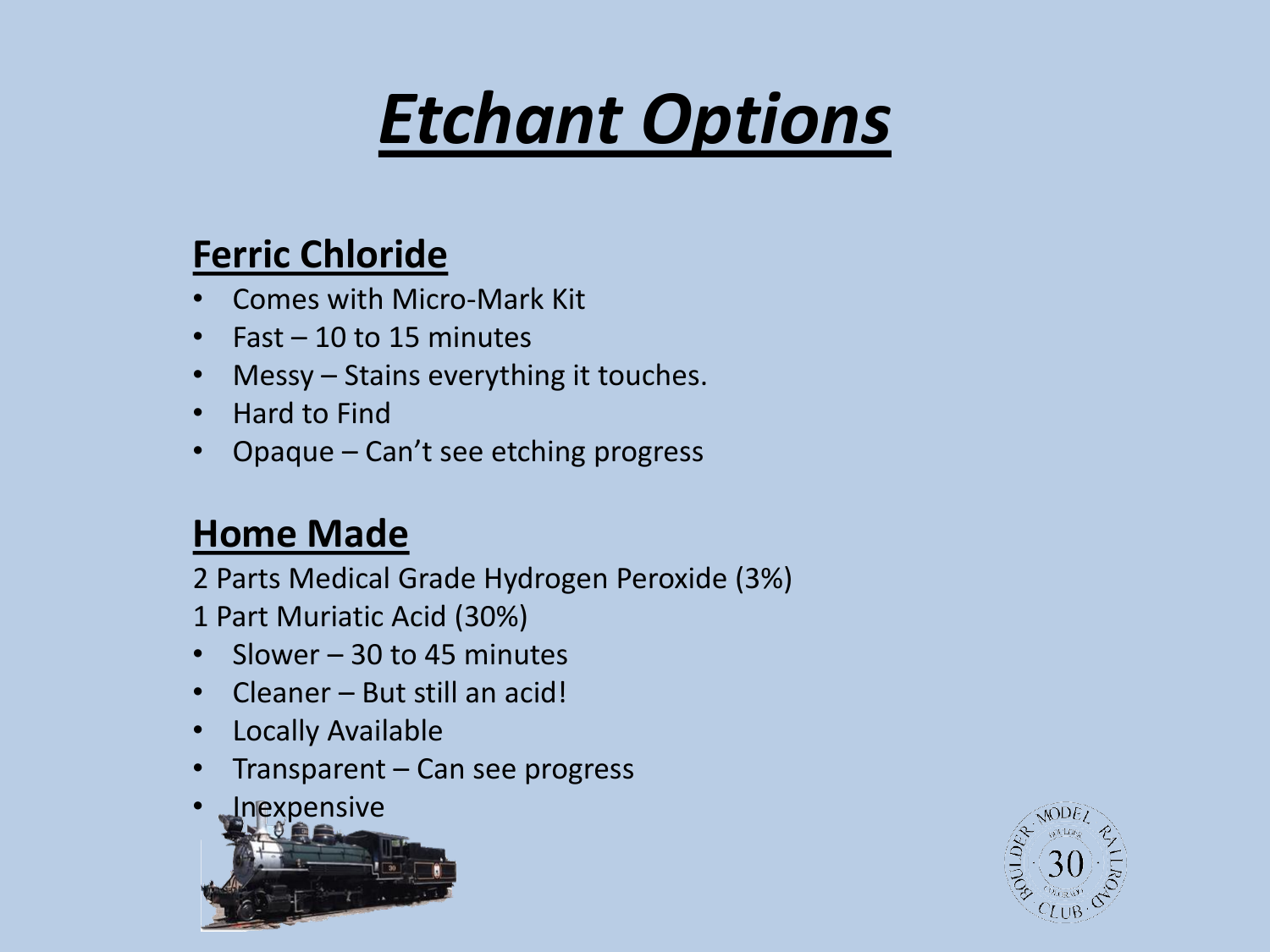# ***Etchant Options***

## Ferric Chloride

- Comes with Micro-Mark Kit
- Fast – 10 to 15 minutes
- Messy – Stains everything it touches.
- Hard to Find
- Opaque – Can't see etching progress

## Home Made

2 Parts Medical Grade Hydrogen Peroxide (3%)

1 Part Muriatic Acid (30%)

- Slower – 30 to 45 minutes
- Cleaner – But still an acid!
- Locally Available
- Transparent – Can see progress
- Inexpensive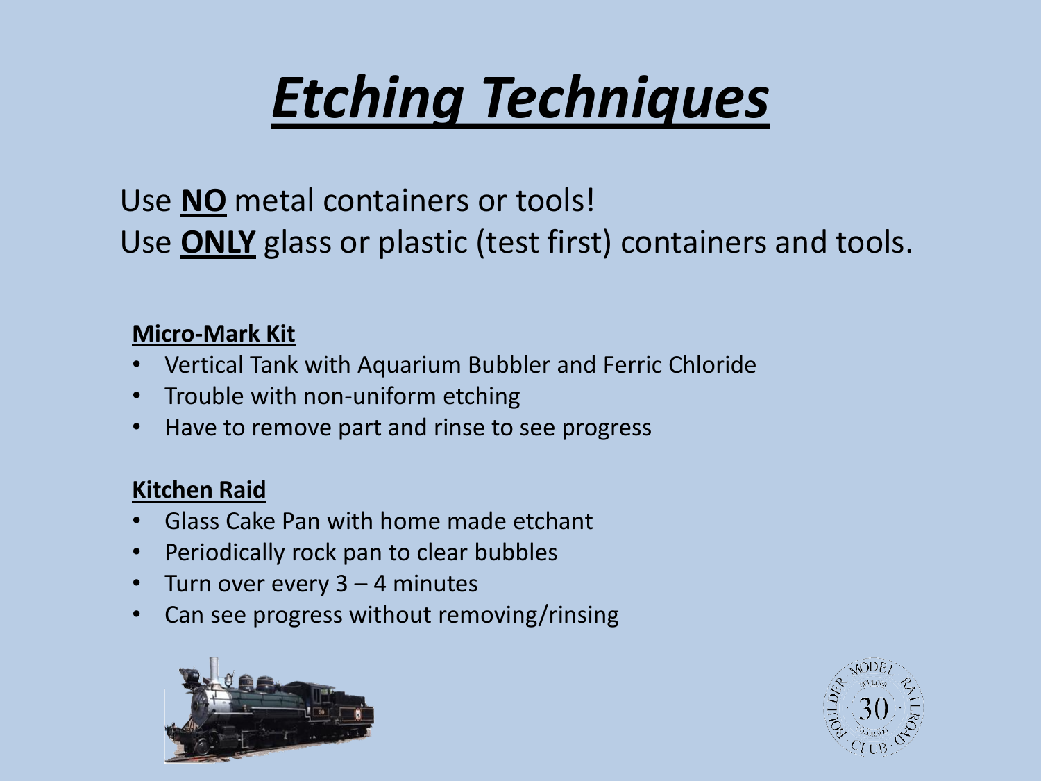# ***Etching Techniques***

Use **NO** metal containers or tools!
Use **ONLY** glass or plastic (test first) containers and tools.

**Micro-Mark Kit**

- Vertical Tank with Aquarium Bubbler and Ferric Chloride
- Trouble with non-uniform etching
- Have to remove part and rinse to see progress

**Kitchen Raid**

- Glass Cake Pan with home made etchant
- Periodically rock pan to clear bubbles
- Turn over every 3 – 4 minutes
- Can see progress without removing/rinsing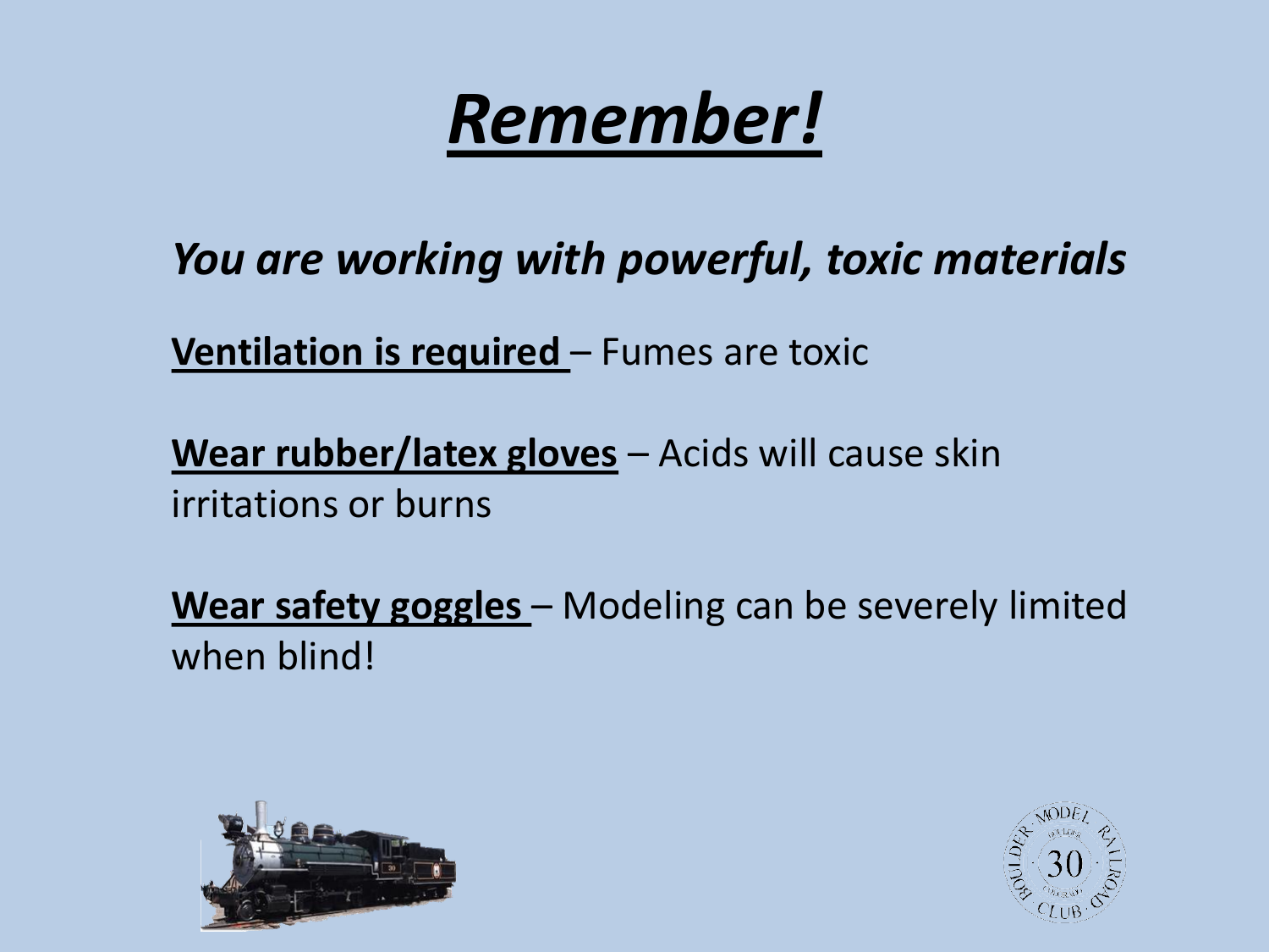# ***Remember!***

***You are working with powerful, toxic materials***

**Ventilation is required** – Fumes are toxic

**Wear rubber/latex gloves** – Acids will cause skin irritations or burns

**Wear safety goggles** – Modeling can be severely limited when blind!